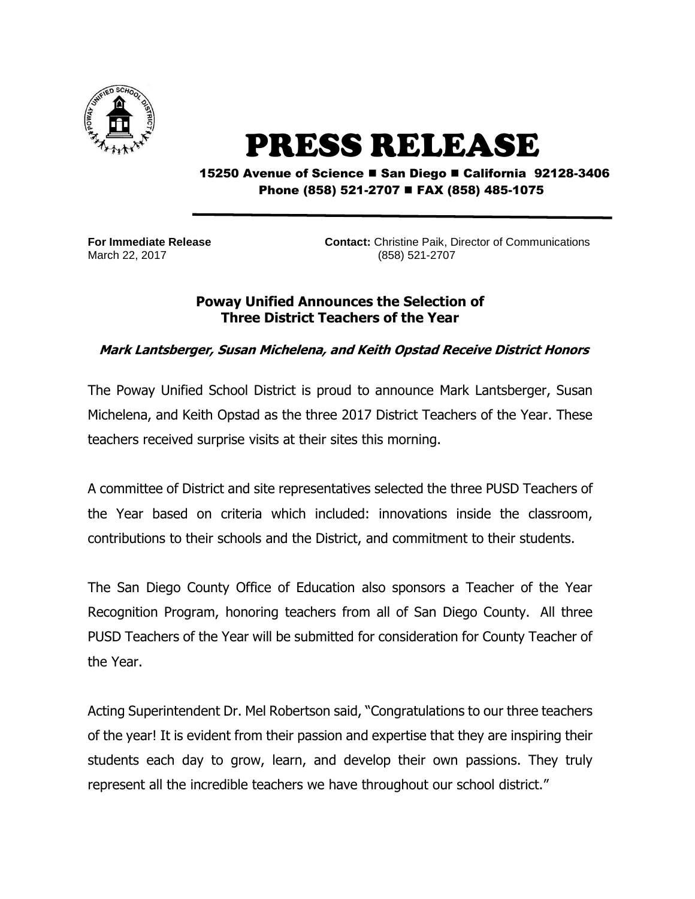# PRESS RELEASE

**15250 Avenue of Science ■ San Diego ■ California 92128-3406**
**Phone (858) 521-2707 ■ FAX (858) 485-1075**

**For Immediate Release**
March 22, 2017

**Contact:** Christine Paik, Director of Communications
(858) 521-2707

## Poway Unified Announces the Selection of Three District Teachers of the Year

***Mark Lantsberger, Susan Michelena, and Keith Opstad Receive District Honors***

The Poway Unified School District is proud to announce Mark Lantsberger, Susan Michelena, and Keith Opstad as the three 2017 District Teachers of the Year. These teachers received surprise visits at their sites this morning.

A committee of District and site representatives selected the three PUSD Teachers of the Year based on criteria which included: innovations inside the classroom, contributions to their schools and the District, and commitment to their students.

The San Diego County Office of Education also sponsors a Teacher of the Year Recognition Program, honoring teachers from all of San Diego County. All three PUSD Teachers of the Year will be submitted for consideration for County Teacher of the Year.

Acting Superintendent Dr. Mel Robertson said, "Congratulations to our three teachers of the year! It is evident from their passion and expertise that they are inspiring their students each day to grow, learn, and develop their own passions. They truly represent all the incredible teachers we have throughout our school district."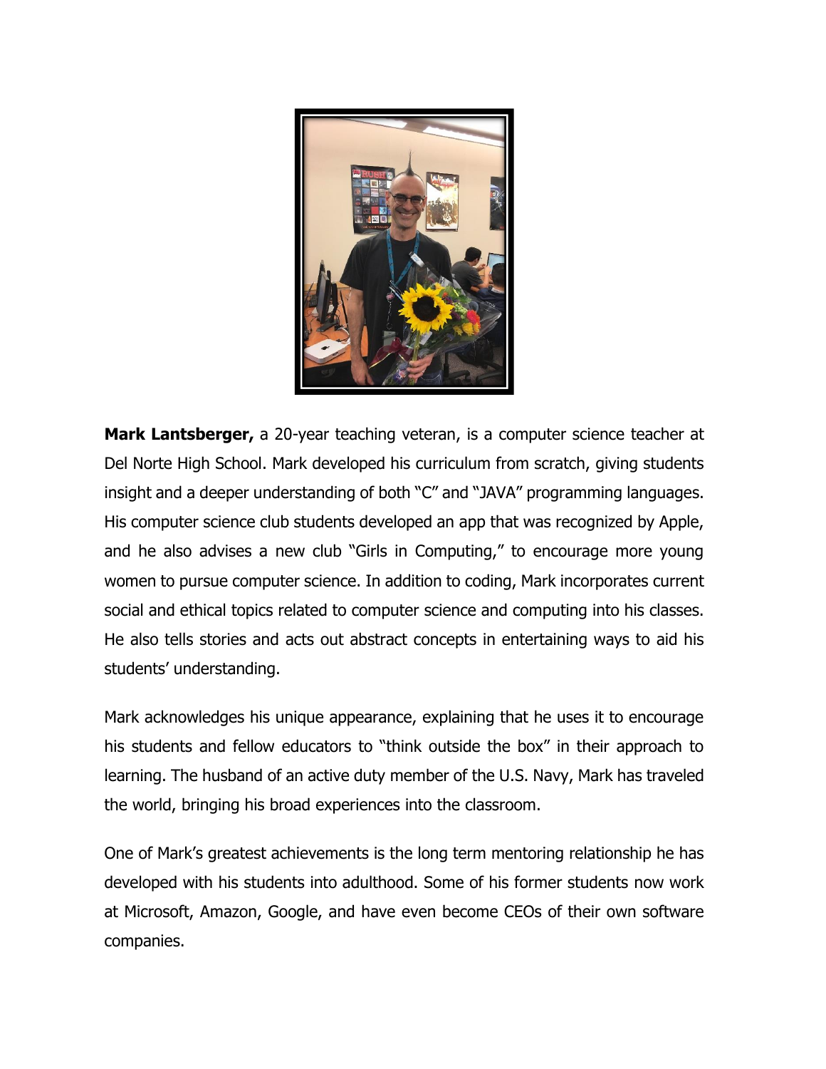**Mark Lantsberger,** a 20-year teaching veteran, is a computer science teacher at Del Norte High School. Mark developed his curriculum from scratch, giving students insight and a deeper understanding of both "C" and "JAVA" programming languages. His computer science club students developed an app that was recognized by Apple, and he also advises a new club "Girls in Computing," to encourage more young women to pursue computer science. In addition to coding, Mark incorporates current social and ethical topics related to computer science and computing into his classes. He also tells stories and acts out abstract concepts in entertaining ways to aid his students' understanding.

Mark acknowledges his unique appearance, explaining that he uses it to encourage his students and fellow educators to "think outside the box" in their approach to learning. The husband of an active duty member of the U.S. Navy, Mark has traveled the world, bringing his broad experiences into the classroom.

One of Mark's greatest achievements is the long term mentoring relationship he has developed with his students into adulthood. Some of his former students now work at Microsoft, Amazon, Google, and have even become CEOs of their own software companies.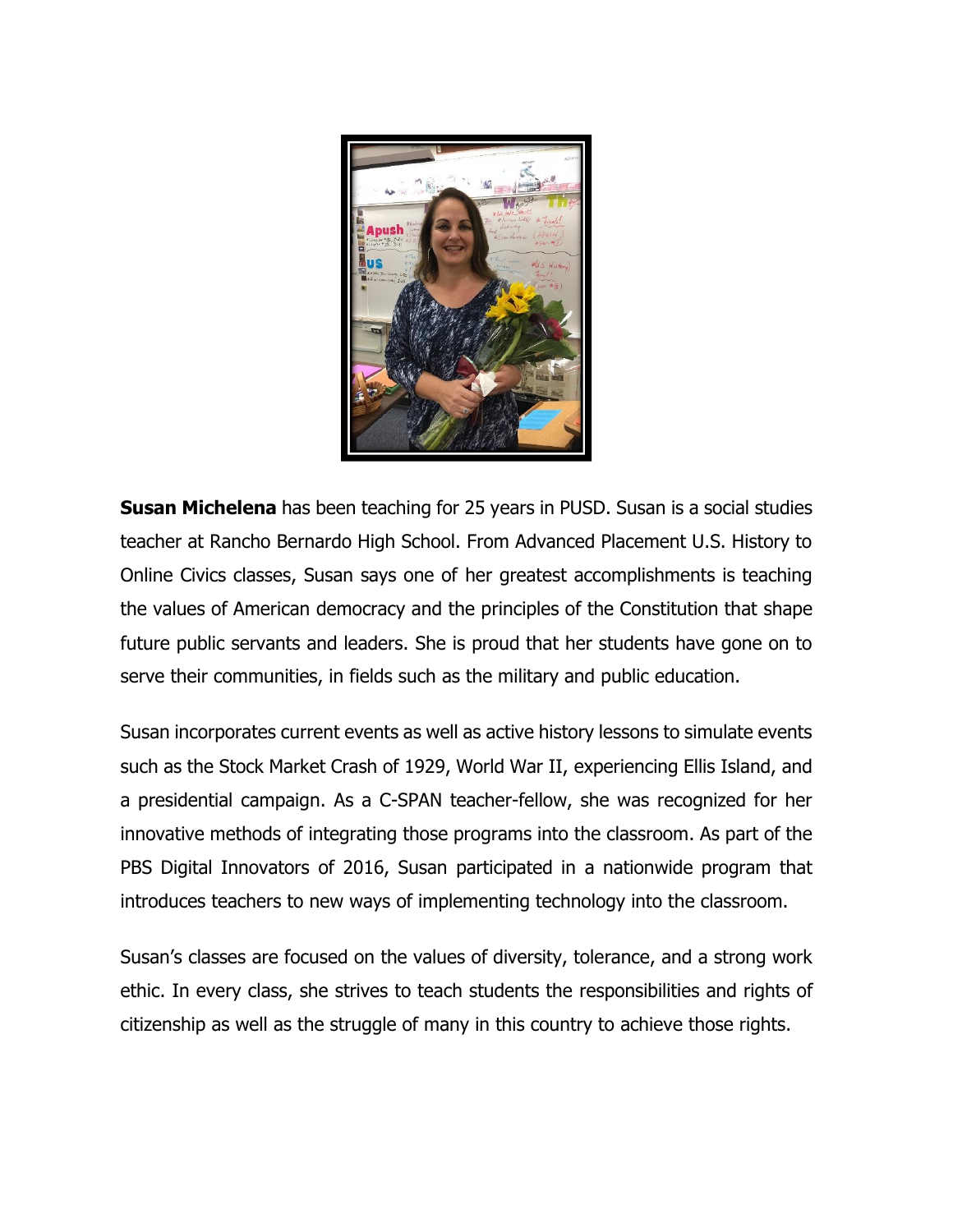**Susan Michelena** has been teaching for 25 years in PUSD. Susan is a social studies teacher at Rancho Bernardo High School. From Advanced Placement U.S. History to Online Civics classes, Susan says one of her greatest accomplishments is teaching the values of American democracy and the principles of the Constitution that shape future public servants and leaders. She is proud that her students have gone on to serve their communities, in fields such as the military and public education.

Susan incorporates current events as well as active history lessons to simulate events such as the Stock Market Crash of 1929, World War II, experiencing Ellis Island, and a presidential campaign. As a C-SPAN teacher-fellow, she was recognized for her innovative methods of integrating those programs into the classroom. As part of the PBS Digital Innovators of 2016, Susan participated in a nationwide program that introduces teachers to new ways of implementing technology into the classroom.

Susan's classes are focused on the values of diversity, tolerance, and a strong work ethic. In every class, she strives to teach students the responsibilities and rights of citizenship as well as the struggle of many in this country to achieve those rights.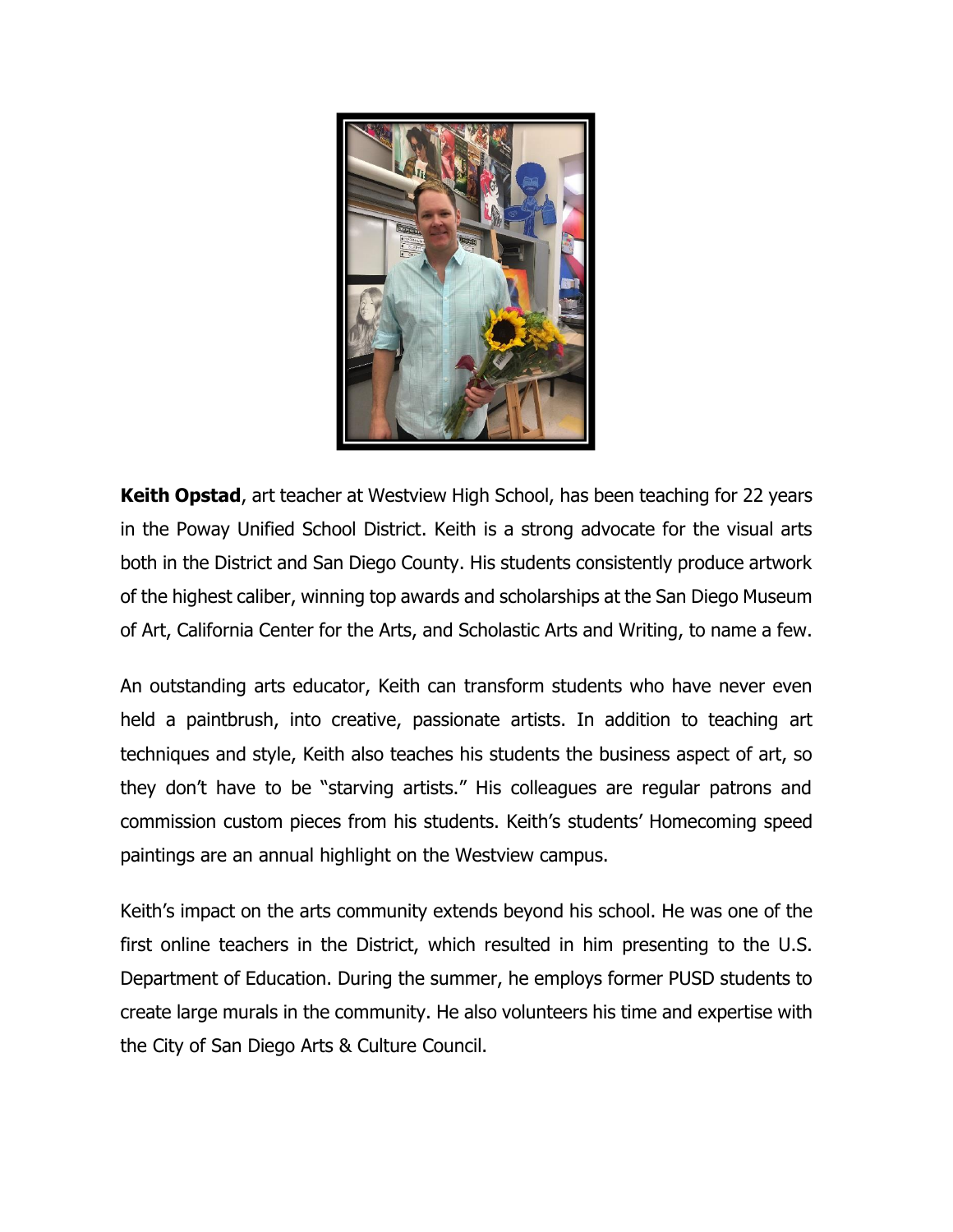**Keith Opstad**, art teacher at Westview High School, has been teaching for 22 years in the Poway Unified School District. Keith is a strong advocate for the visual arts both in the District and San Diego County. His students consistently produce artwork of the highest caliber, winning top awards and scholarships at the San Diego Museum of Art, California Center for the Arts, and Scholastic Arts and Writing, to name a few.

An outstanding arts educator, Keith can transform students who have never even held a paintbrush, into creative, passionate artists. In addition to teaching art techniques and style, Keith also teaches his students the business aspect of art, so they don't have to be "starving artists." His colleagues are regular patrons and commission custom pieces from his students. Keith's students' Homecoming speed paintings are an annual highlight on the Westview campus.

Keith's impact on the arts community extends beyond his school. He was one of the first online teachers in the District, which resulted in him presenting to the U.S. Department of Education. During the summer, he employs former PUSD students to create large murals in the community. He also volunteers his time and expertise with the City of San Diego Arts & Culture Council.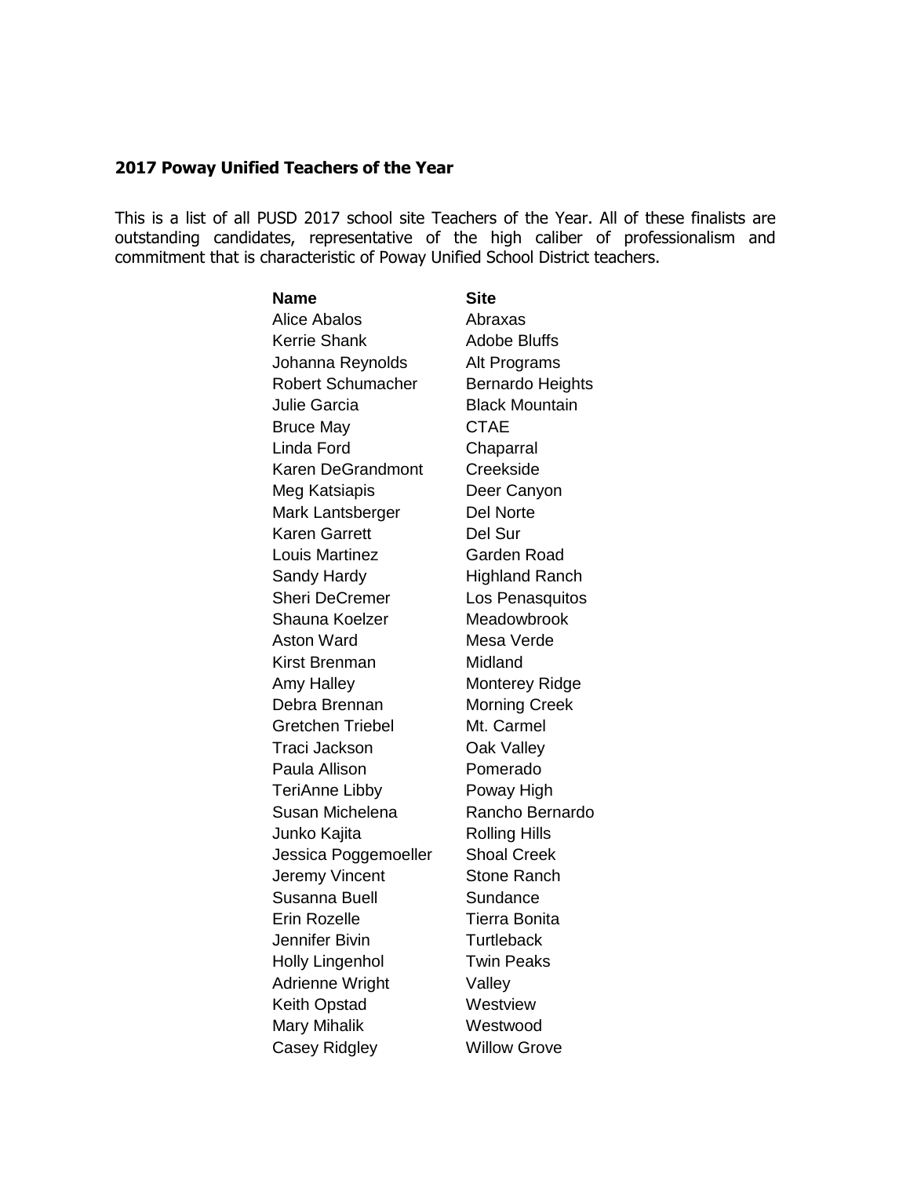**2017 Poway Unified Teachers of the Year**

This is a list of all PUSD 2017 school site Teachers of the Year. All of these finalists are outstanding candidates, representative of the high caliber of professionalism and commitment that is characteristic of Poway Unified School District teachers.

| Name | Site |
|---|---|
| Alice Abalos | Abraxas |
| Kerrie Shank | Adobe Bluffs |
| Johanna Reynolds | Alt Programs |
| Robert Schumacher | Bernardo Heights |
| Julie Garcia | Black Mountain |
| Bruce May | CTAE |
| Linda Ford | Chaparral |
| Karen DeGrandmont | Creekside |
| Meg Katsiapis | Deer Canyon |
| Mark Lantsberger | Del Norte |
| Karen Garrett | Del Sur |
| Louis Martinez | Garden Road |
| Sandy Hardy | Highland Ranch |
| Sheri DeCremer | Los Penasquitos |
| Shauna Koelzer | Meadowbrook |
| Aston Ward | Mesa Verde |
| Kirst Brenman | Midland |
| Amy Halley | Monterey Ridge |
| Debra Brennan | Morning Creek |
| Gretchen Triebel | Mt. Carmel |
| Traci Jackson | Oak Valley |
| Paula Allison | Pomerado |
| TeriAnne Libby | Poway High |
| Susan Michelena | Rancho Bernardo |
| Junko Kajita | Rolling Hills |
| Jessica Poggemoeller | Shoal Creek |
| Jeremy Vincent | Stone Ranch |
| Susanna Buell | Sundance |
| Erin Rozelle | Tierra Bonita |
| Jennifer Bivin | Turtleback |
| Holly Lingenhol | Twin Peaks |
| Adrienne Wright | Valley |
| Keith Opstad | Westview |
| Mary Mihalik | Westwood |
| Casey Ridgley | Willow Grove |